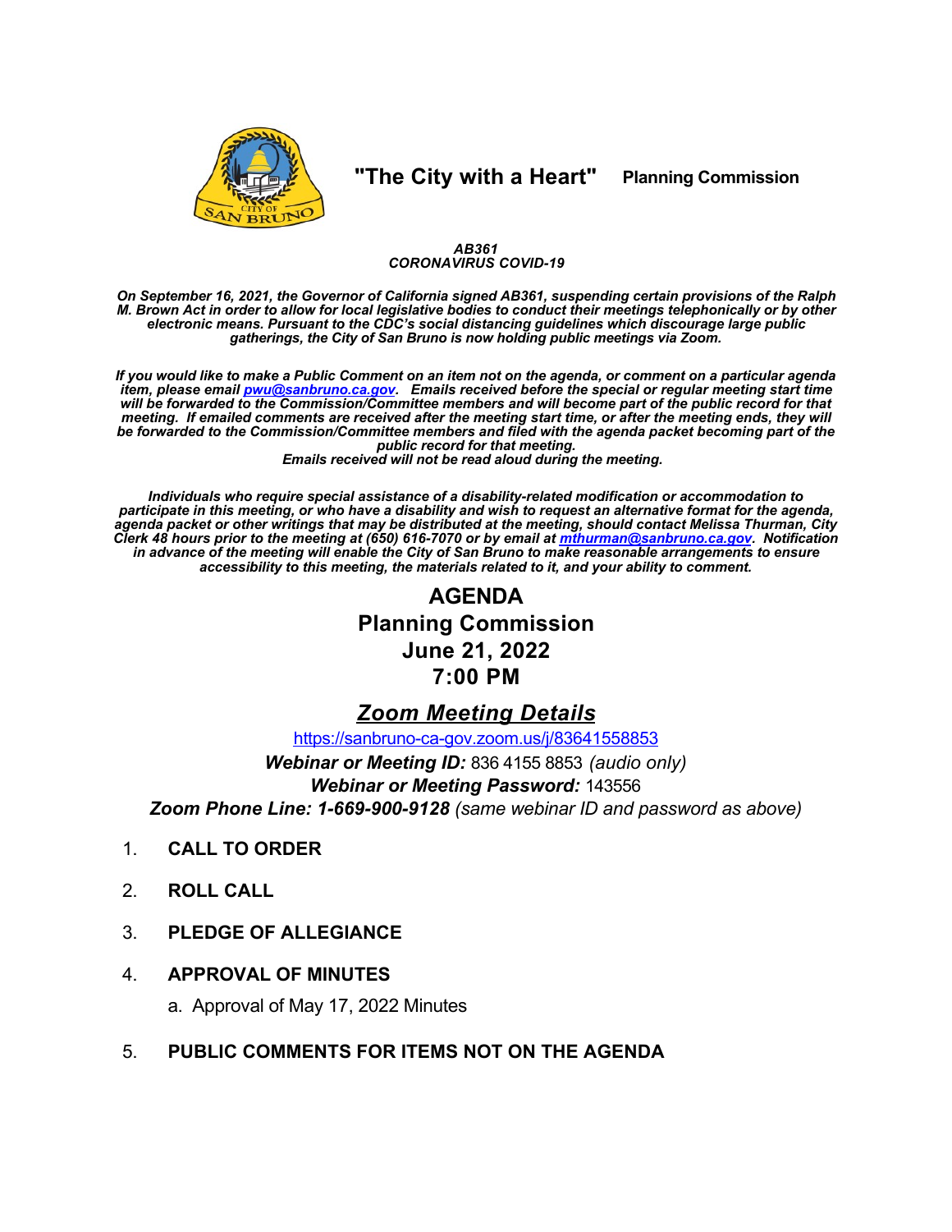"The City with a Heart" **Planning Commission**

***AB361***
***CORONAVIRUS COVID-19***

***On September 16, 2021, the Governor of California signed AB361, suspending certain provisions of the Ralph M. Brown Act in order to allow for local legislative bodies to conduct their meetings telephonically or by other electronic means. Pursuant to the CDC's social distancing guidelines which discourage large public gatherings, the City of San Bruno is now holding public meetings via Zoom.***

***If you would like to make a Public Comment on an item not on the agenda, or comment on a particular agenda item, please email [pwu@sanbruno.ca.gov](mailto:pwu@sanbruno.ca.gov). Emails received before the special or regular meeting start time will be forwarded to the Commission/Committee members and will become part of the public record for that meeting. If emailed comments are received after the meeting start time, or after the meeting ends, they will be forwarded to the Commission/Committee members and filed with the agenda packet becoming part of the public record for that meeting.***
***Emails received will not be read aloud during the meeting.***

***Individuals who require special assistance of a disability-related modification or accommodation to participate in this meeting, or who have a disability and wish to request an alternative format for the agenda, agenda packet or other writings that may be distributed at the meeting, should contact Melissa Thurman, City Clerk 48 hours prior to the meeting at (650) 616-7070 or by email at [mthurman@sanbruno.ca.gov](mailto:mthurman@sanbruno.ca.gov). Notification in advance of the meeting will enable the City of San Bruno to make reasonable arrangements to ensure accessibility to this meeting, the materials related to it, and your ability to comment.***

# AGENDA
# Planning Commission
# June 21, 2022
# 7:00 PM

## ***Zoom Meeting Details***

https://sanbruno-ca-gov.zoom.us/j/83641558853

***Webinar or Meeting ID:*** 836 4155 8853 *(audio only)*
***Webinar or Meeting Password:*** 143556
***Zoom Phone Line: 1-669-900-9128*** *(same webinar ID and password as above)*

1. **CALL TO ORDER**

2. **ROLL CALL**

3. **PLEDGE OF ALLEGIANCE**

4. **APPROVAL OF MINUTES**

   a. Approval of May 17, 2022 Minutes

5. **PUBLIC COMMENTS FOR ITEMS NOT ON THE AGENDA**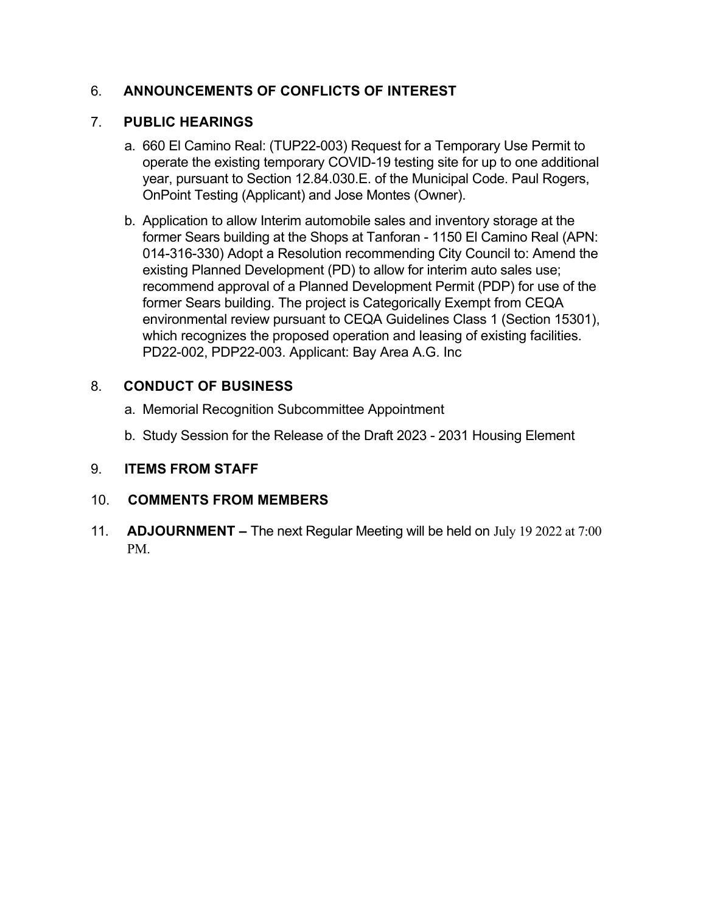6. **ANNOUNCEMENTS OF CONFLICTS OF INTEREST**

7. **PUBLIC HEARINGS**

   a. 660 El Camino Real: (TUP22-003) Request for a Temporary Use Permit to operate the existing temporary COVID-19 testing site for up to one additional year, pursuant to Section 12.84.030.E. of the Municipal Code. Paul Rogers, OnPoint Testing (Applicant) and Jose Montes (Owner).

   b. Application to allow Interim automobile sales and inventory storage at the former Sears building at the Shops at Tanforan - 1150 El Camino Real (APN: 014-316-330) Adopt a Resolution recommending City Council to: Amend the existing Planned Development (PD) to allow for interim auto sales use; recommend approval of a Planned Development Permit (PDP) for use of the former Sears building. The project is Categorically Exempt from CEQA environmental review pursuant to CEQA Guidelines Class 1 (Section 15301), which recognizes the proposed operation and leasing of existing facilities. PD22-002, PDP22-003. Applicant: Bay Area A.G. Inc

8. **CONDUCT OF BUSINESS**

   a. Memorial Recognition Subcommittee Appointment

   b. Study Session for the Release of the Draft 2023 - 2031 Housing Element

9. **ITEMS FROM STAFF**

10. **COMMENTS FROM MEMBERS**

11. **ADJOURNMENT –** The next Regular Meeting will be held on July 19 2022 at 7:00 PM.